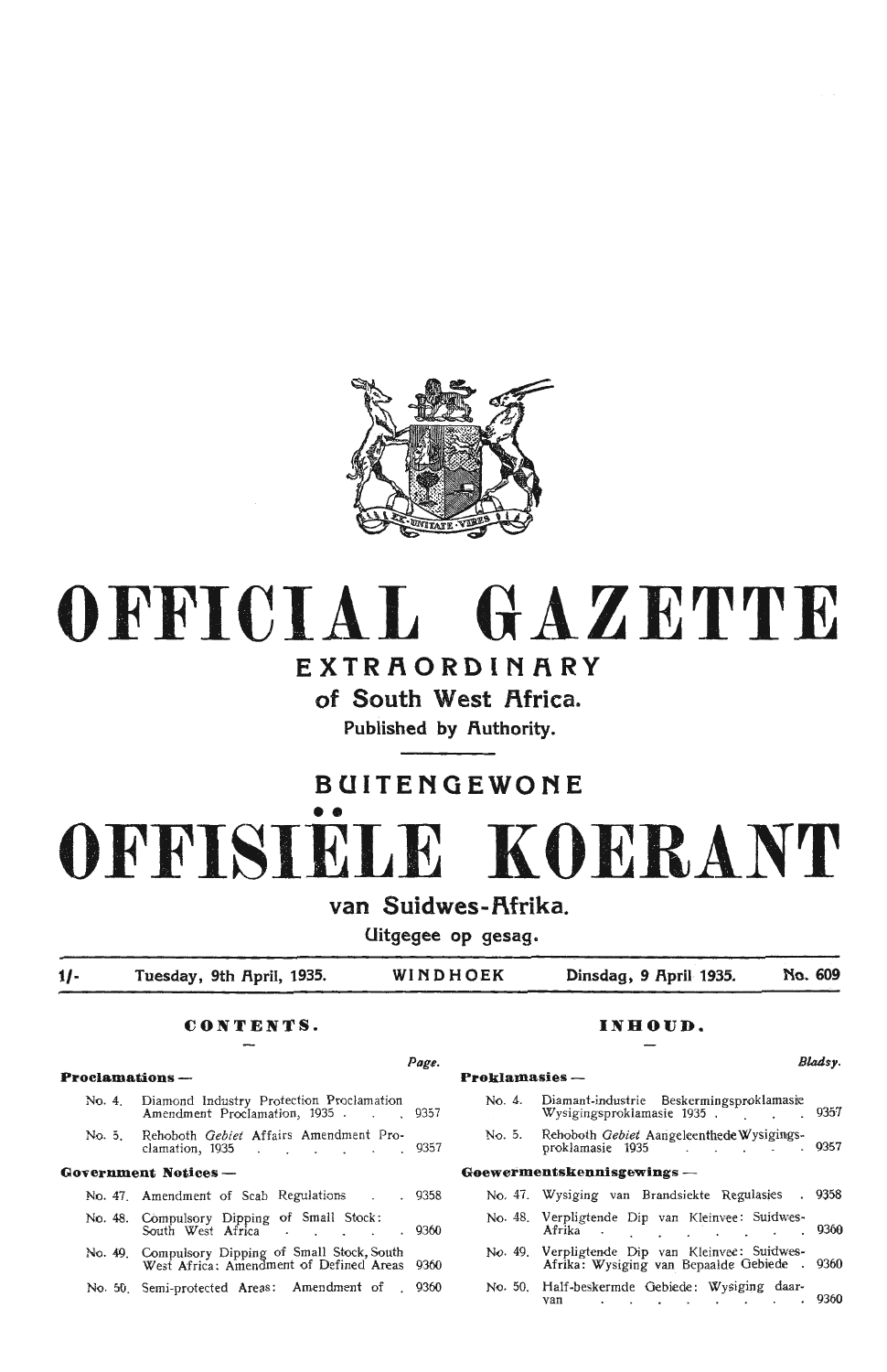# OFFICIAL GAZETTE

## EXTRAORDINARY

### of South West Africa.

Published by Authority.

## BUITENGEWONE

# OFFISIËLE KOERANT

### van Suidwes-Afrika.

Uitgegee op gesag.

| 1/- | Tuesday, 9th April, 1935. | WINDHOEK | Dinsdag, 9 April 1935. | No. 609 |
|---|---|---|---|---|

## CONTENTS.

| | | Page. |
|---|---|---|
| **Proclamations —** | | |
| No. 4. | Diamond Industry Protection Proclamation Amendment Proclamation, 1935 | 9357 |
| No. 5. | Rehoboth *Gebiet* Affairs Amendment Proclamation, 1935 | 9357 |
| **Government Notices —** | | |
| No. 47. | Amendment of Scab Regulations | 9358 |
| No. 48. | Compulsory Dipping of Small Stock: South West Africa | 9360 |
| No. 49. | Compulsory Dipping of Small Stock, South West Africa: Amendment of Defined Areas | 9360 |
| No. 50. | Semi-protected Areas: Amendment of | 9360 |

## INHOUD.

| | | Bladsy. |
|---|---|---|
| **Proklamasies —** | | |
| No. 4. | Diamant-industrie Beskermingsproklamasie Wysigingsproklamasie 1935 | 9357 |
| No. 5. | Rehoboth *Gebiet* Aangeleenthede Wysigingsproklamasie 1935 | 9357 |
| **Goewermentskennisgewings —** | | |
| No. 47. | Wysiging van Brandsiekte Regulasies | 9358 |
| No. 48. | Verpligtende Dip van Kleinvee: Suidwes-Afrika | 9360 |
| No. 49. | Verpligtende Dip van Kleinvee: Suidwes-Afrika: Wysiging van Bepaalde Gebiede | 9360 |
| No. 50. | Half-beskermde Gebiede: Wysiging daarvan | 9360 |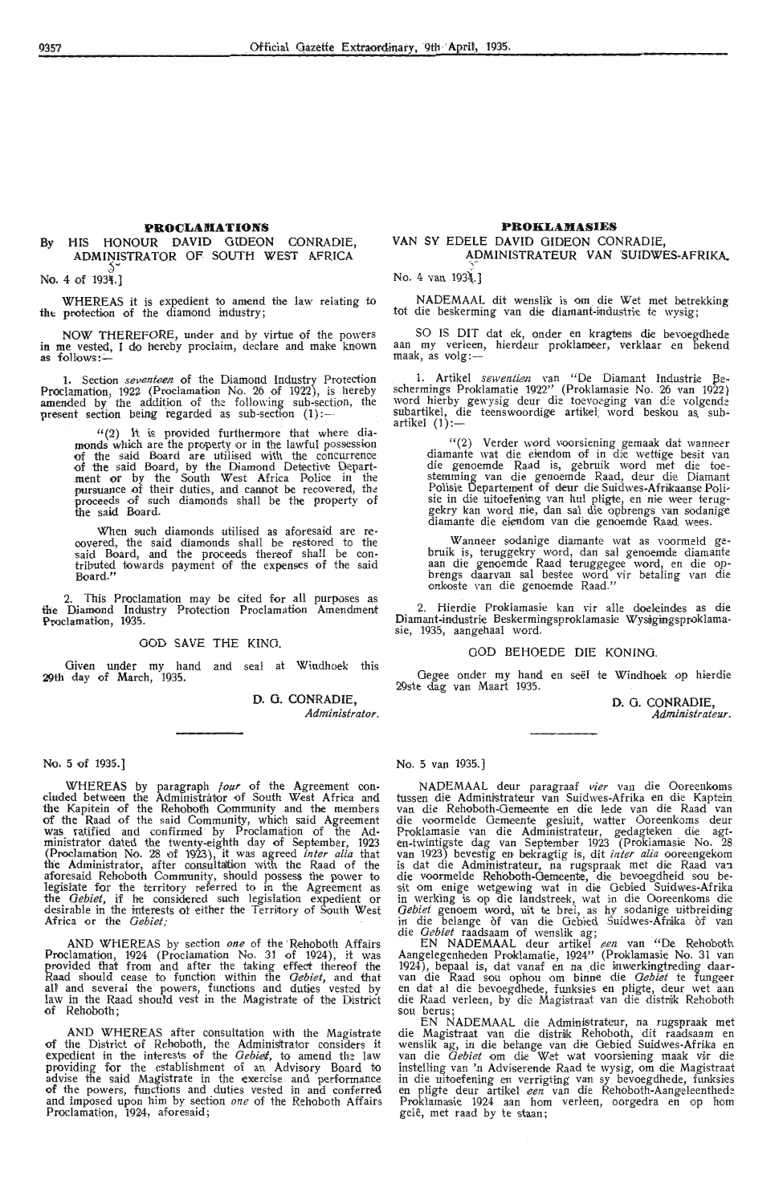## PROCLAMATIONS

### By HIS HONOUR DAVID GIDEON CONRADIE, ADMINISTRATOR OF SOUTH WEST AFRICA

No. 4 of 1935.]

WHEREAS it is expedient to amend the law relating to the protection of the diamond industry;

NOW THEREFORE, under and by virtue of the powers in me vested, I do hereby proclaim, declare and make known as follows:—

1. Section *seventeen* of the Diamond Industry Protection Proclamation, 1922 (Proclamation No. 26 of 1922), is hereby amended by the addition of the following sub-section, the present section being regarded as sub-section (1):—

> "(2) It is provided furthermore that where diamonds which are the property or in the lawful possession of the said Board are utilised with the concurrence of the said Board, by the Diamond Detective Department or by the South West Africa Police in the pursuance of their duties, and cannot be recovered, the proceeds of such diamonds shall be the property of the said Board.
>
> When such diamonds utilised as aforesaid are recovered, the said diamonds shall be restored to the said Board, and the proceeds thereof shall be contributed towards payment of the expenses of the said Board."

2. This Proclamation may be cited for all purposes as the Diamond Industry Protection Proclamation Amendment Proclamation, 1935.

GOD SAVE THE KING.

Given under my hand and seal at Windhoek this 29th day of March, 1935.

D. G. CONRADIE,
*Administrator.*

## PROKLAMASIES

### VAN SY EDELE DAVID GIDEON CONRADIE, ADMINISTRATEUR VAN SUIDWES-AFRIKA.

No. 4 van 1935.]

NADEMAAL dit wenslik is om die Wet met betrekking tot die beskerming van die diamant-industrie te wysig;

SO IS DIT dat ek, onder en kragtens die bevoegdhede aan my verleen, hierdeur proklameer, verklaar en bekend maak, as volg:—

1. Artikel *sewentien* van "De Diamant Industrie Beschermings Proklamatie 1922" (Proklamasie No. 26 van 1922) word hierby gewysig deur die toevoeging van die volgende subartikel, die teenswoordige artikel word beskou as subartikel (1):—

> "(2) Verder word voorsiening gemaak dat wanneer diamante wat die eiendom of in die wettige besit van die genoemde Raad is, gebruik word met die toestemming van die genoemde Raad, deur die Diamant Polisie Departement of deur die Suidwes-Afrikaanse Polisie in die uitoefening van hul pligte, en nie weer teruggekry kan word nie, dan sal die opbrengs van sodanige diamante die eiendom van die genoemde Raad wees.
>
> Wanneer sodanige diamante wat as voormeld gebruik is, teruggekry word, dan sal genoemde diamante aan die genoemde Raad teruggegee word, en die opbrengs daarvan sal bestee word vir betaling van die onkoste van die genoemde Raad."

2. Hierdie Proklamasie kan vir alle doeleindes as die Diamant-industrie Beskermingsproklamasie Wysigingsproklamasie, 1935, aangehaal word.

GOD BEHOEDE DIE KONING.

Gegee onder my hand en seël te Windhoek op hierdie 29ste dag van Maart 1935.

D. G. CONRADIE,
*Administrateur.*

---

No. 5 of 1935.]

WHEREAS by paragraph *four* of the Agreement concluded between the Administrator of South West Africa and the Kapitein of the Rehoboth Community and the members of the Raad of the said Community, which said Agreement was ratified and confirmed by Proclamation of the Administrator dated the twenty-eighth day of September, 1923 (Proclamation No. 28 of 1923), it was agreed *inter alia* that the Administrator, after consultation with the Raad of the aforesaid Rehoboth Community, should possess the power to legislate for the territory referred to in the Agreement as the *Gebiet,* if he considered such legislation expedient or desirable in the interests of either the Territory of South West Africa or the *Gebiet;*

AND WHEREAS by section *one* of the Rehoboth Affairs Proclamation, 1924 (Proclamation No. 31 of 1924), it was provided that from and after the taking effect thereof the Raad should cease to function within the *Gebiet,* and that all and several the powers, functions and duties vested by law in the Raad should vest in the Magistrate of the District of Rehoboth;

AND WHEREAS after consultation with the Magistrate of the District of Rehoboth, the Administrator considers it expedient in the interests of the *Gebiet,* to amend the law providing for the establishment of an Advisory Board to advise the said Magistrate in the exercise and performance of the powers, functions and duties vested in and conferred and imposed upon him by section *one* of the Rehoboth Affairs Proclamation, 1924, aforesaid;

No. 5 van 1935.]

NADEMAAL deur paragraaf *vier* van die Ooreenkoms tussen die Administrateur van Suidwes-Afrika en die Kaptein van die Rehoboth-Gemeente en die lede van die Raad van die voormelde Gemeente gesluit, watter Ooreenkoms deur Proklamasie van die Administrateur, gedagteken die agt-en-twintigste dag van September 1923 (Proklamasie No. 28 van 1923) bevestig en bekragtig is, dit *inter alia* ooreengekom is dat die Administrateur, na rugspraak met die Raad van die voormelde Rehoboth-Gemeente, die bevoegdheid sou besit om enige wetgewing wat in die Gebied Suidwes-Afrika in werking is op die landstreek, wat in die Ooreenkoms die *Gebiet* genoem word, uit te brei, as hy sodanige uitbreiding in die belange òf van die Gebied Suidwes-Afrika òf van die *Gebiet* raadsaam of wenslik ag;

EN NADEMAAL deur artikel *een* van "De Rehoboth Aangelegenheden Proklamatie, 1924" (Proklamasie No. 31 van 1924), bepaal is, dat vanaf en na die inwerkingtreding daarvan die Raad sou ophou om binne die *Gebiet* te fungeer en dat al die bevoegdhede, funksies en pligte, deur wet aan die Raad verleen, by die Magistraat van die distrik Rehoboth sou berus;

EN NADEMAAL die Administrateur, na rugspraak met die Magistraat van die distrik Rehoboth, dit raadsaam en wenslik ag, in die belange van die Gebied Suidwes-Afrika en van die *Gebiet* om die Wet wat voorsiening maak vir die instelling van 'n Adviserende Raad te wysig, om die Magistraat in die uitoefening en verrigting van sy bevoegdhede, funksies en pligte deur artikel *een* van die Rehoboth-Aangeleenthede Proklamasie 1924 aan hom verleen, oorgedra en op hom gelê, met raad by te staan;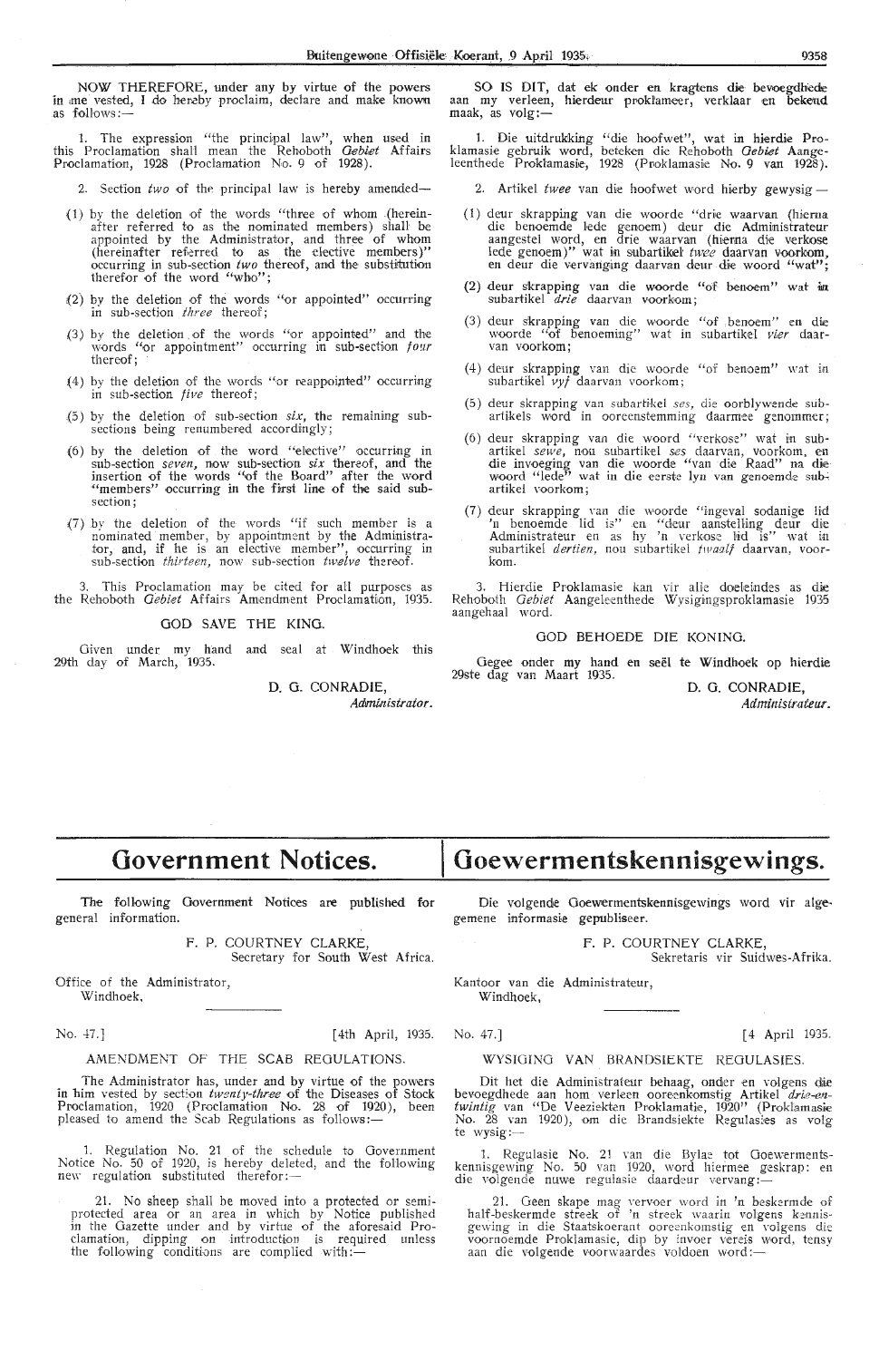NOW THEREFORE, under any by virtue of the powers in me vested, I do hereby proclaim, declare and make known as follows:—

1. The expression "the principal law", when used in this Proclamation shall mean the Rehoboth *Gebiet* Affairs Proclamation, 1928 (Proclamation No. 9 of 1928).

2. Section *two* of the principal law is hereby amended—

(1) by the deletion of the words "three of whom (hereinafter referred to as the nominated members) shall be appointed by the Administrator, and three of whom (hereinafter referred to as the elective members)" occurring in sub-section *two* thereof, and the substitution therefor of the word "who";

(2) by the deletion of the words "or appointed" occurring in sub-section *three* thereof;

(3) by the deletion of the words "or appointed" and the words "or appointment" occurring in sub-section *four* thereof;

(4) by the deletion of the words "or reappointed" occurring in sub-section *five* thereof;

(5) by the deletion of sub-section *six*, the remaining sub-sections being renumbered accordingly;

(6) by the deletion of the word "elective" occurring in sub-section *seven*, now sub-section *six* thereof, and the insertion of the words "of the Board" after the word "members" occurring in the first line of the said sub-section;

(7) by the deletion of the words "if such member is a nominated member, by appointment by the Administrator, and, if he is an elective member", occurring in sub-section *thirteen*, now sub-section *twelve* thereof.

3. This Proclamation may be cited for all purposes as the Rehoboth *Gebiet* Affairs Amendment Proclamation, 1935.

GOD SAVE THE KING.

Given under my hand and seal at Windhoek this 29th day of March, 1935.

D. G. CONRADIE,
*Administrator.*

SO IS DIT, dat ek onder en kragtens die bevoegdhede aan my verleen, hierdeur proklameer, verklaar en bekend maak, as volg:—

1. Die uitdrukking "die hoofwet", wat in hierdie Proklamasie gebruik word, beteken die Rehoboth *Gebiet* Aangeleenthede Proklamasie, 1928 (Proklamasie No. 9 van 1928).

2. Artikel *twee* van die hoofwet word hierby gewysig—

(1) deur skrapping van die woorde "drie waarvan (hierna die benoemde lede genoem) deur die Administrateur aangestel word, en drie waarvan (hierna die verkose lede genoem)" wat in subartikel *twee* daarvan voorkom, en deur die vervanging daarvan deur die woord "wat";

(2) deur skrapping van die woorde "of benoem" wat in subartikel *drie* daarvan voorkom;

(3) deur skrapping van die woorde "of benoem" en die woorde "of benoeming" wat in subartikel *vier* daarvan voorkom;

(4) deur skrapping van die woorde "of benoem" wat in subartikel *vyf* daarvan voorkom;

(5) deur skrapping van subartikel *ses*, die oorblywende subartikels word in ooreenstemming daarmee genommer;

(6) deur skrapping van die woord "verkose" wat in subartikel *sewe*, nou subartikel *ses* daarvan, voorkom, en die invoeging van die woorde "van die Raad" na die woord "lede" wat in die eerste lyn van genoemde subartikel voorkom;

(7) deur skrapping van die woorde "ingeval sodanige lid 'n benoemde lid is" en "deur aanstelling deur die Administrateur en as hy 'n verkose lid is" wat in subartikel *dertien*, nou subartikel *twaalf* daarvan, voorkom.

3. Hierdie Proklamasie kan vir alle doeleindes as die Rehoboth *Gebiet* Aangeleenthede Wysigingsproklamasie 1935 aangehaal word.

GOD BEHOEDE DIE KONING.

Gegee onder my hand en seël te Windhoek op hierdie 29ste dag van Maart 1935.

D. G. CONRADIE,
*Administrateur.*

# Government Notices.

The following Government Notices are published for general information.

F. P. COURTNEY CLARKE,
Secretary for South West Africa.

Office of the Administrator,
Windhoek,

No. 47.] [4th April, 1935.

AMENDMENT OF THE SCAB REGULATIONS.

The Administrator has, under and by virtue of the powers in him vested by section *twenty-three* of the Diseases of Stock Proclamation, 1920 (Proclamation No. 28 of 1920), been pleased to amend the Scab Regulations as follows:—

1. Regulation No. 21 of the schedule to Government Notice No. 50 of 1920, is hereby deleted, and the following new regulation substituted therefor:—

21. No sheep shall be moved into a protected or semi-protected area or an area in which by Notice published in the Gazette under and by virtue of the aforesaid Proclamation, dipping on introduction is required unless the following conditions are complied with:—

# Goewermentskennisgewings.

Die volgende Goewermentskennisgewings word vir algemene informasie gepubliseer.

F. P. COURTNEY CLARKE,
Sekretaris vir Suidwes-Afrika.

Kantoor van die Administrateur,
Windhoek,

No. 47.] [4 April 1935.

WYSIGING VAN BRANDSIEKTE REGULASIES.

Dit het die Administrateur behaag, onder en volgens die bevoegdhede aan hom verleen ooreenkomstig Artikel *drie-en-twintig* van "De Veeziekten Proklamatie, 1920" (Proklamasie No. 28 van 1920), om die Brandsiekte Regulasies as volg te wysig:—

1. Regulasie No. 21 van die Bylae tot Goewermentskennisgewing No. 50 van 1920, word hiermee geskrap: en die volgende nuwe regulasie daardeur vervang:—

21. Geen skape mag vervoer word in 'n beskermde of half-beskermde streek of 'n streek waarin volgens kennisgewing in die Staatskoerant ooreenkomstig en volgens die voornoemde Proklamasie, dip by invoer vereis word, tensy aan die volgende voorwaardes voldoen word:—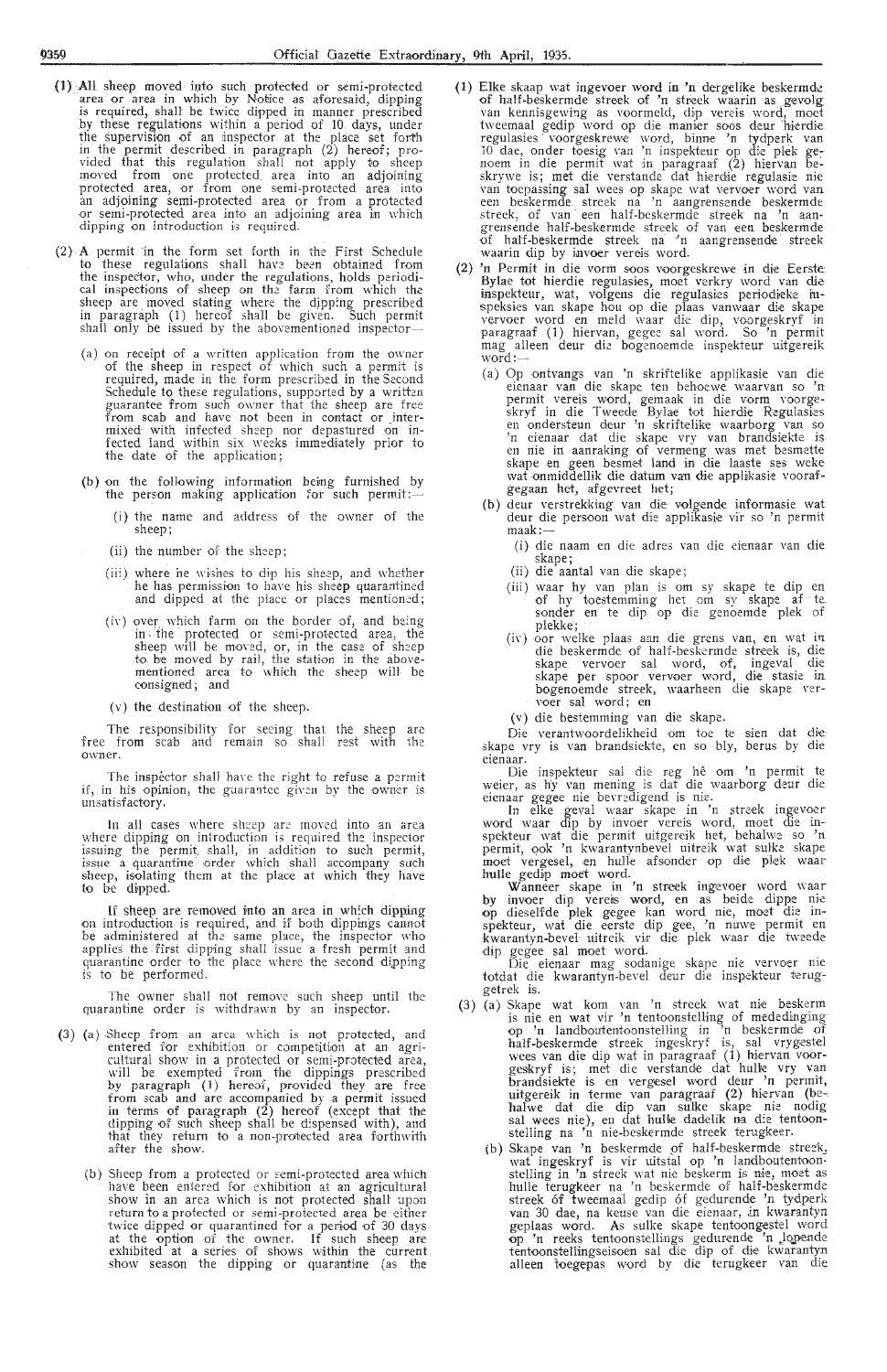(1) All sheep moved into such protected or semi-protected area or area in which by Notice as aforesaid, dipping is required, shall be twice dipped in manner prescribed by these regulations within a period of 10 days, under the supervision of an inspector at the place set forth in the permit described in paragraph (2) hereof; provided that this regulation shall not apply to sheep moved from one protected area into an adjoining protected area, or from one semi-protected area into an adjoining semi-protected area or from a protected or semi-protected area into an adjoining area in which dipping on introduction is required.

(2) A permit in the form set forth in the First Schedule to these regulations shall have been obtained from the inspector, who, under the regulations, holds periodical inspections of sheep on the farm from which the sheep are moved stating where the dipping prescribed in paragraph (1) hereof shall be given. Such permit shall only be issued by the abovementioned inspector—

(a) on receipt of a written application from the owner of the sheep in respect of which such a permit is required, made in the form prescribed in the Second Schedule to these regulations, supported by a written guarantee from such owner that the sheep are free from scab and have not been in contact or intermixed with infected sheep nor depastured on infected land within six weeks immediately prior to the date of the application;

(b) on the following information being furnished by the person making application for such permit:—

(i) the name and address of the owner of the sheep;

(ii) the number of the sheep;

(iii) where he wishes to dip his sheep, and whether he has permission to have his sheep quarantined and dipped at the place or places mentioned;

(iv) over which farm on the border of, and being in the protected or semi-protected area, the sheep will be moved, or, in the case of sheep to be moved by rail, the station in the abovementioned area to which the sheep will be consigned; and

(v) the destination of the sheep.

The responsibility for seeing that the sheep are free from scab and remain so shall rest with the owner.

The inspector shall have the right to refuse a permit if, in his opinion, the guarantee given by the owner is unsatisfactory.

In all cases where sheep are moved into an area where dipping on introduction is required the inspector issuing the permit shall, in addition to such permit, issue a quarantine order which shall accompany such sheep, isolating them at the place at which they have to be dipped.

If sheep are removed into an area in which dipping on introduction is required, and if both dippings cannot be administered at the same place, the inspector who applies the first dipping shall issue a fresh permit and quarantine order to the place where the second dipping is to be performed.

The owner shall not remove such sheep until the quarantine order is withdrawn by an inspector.

(3) (a) Sheep from an area which is not protected, and entered for exhibition or competition at an agricultural show in a protected or semi-protected area, will be exempted from the dippings prescribed by paragraph (1) hereof, provided they are free from scab and are accompanied by a permit issued in terms of paragraph (2) hereof (except that the dipping of such sheep shall be dispensed with), and that they return to a non-protected area forthwith after the show.

(b) Sheep from a protected or semi-protected area which have been entered for exhibition at an agricultural show in an area which is not protected shall upon return to a protected or semi-protected area be either twice dipped or quarantined for a period of 30 days at the option of the owner. If such sheep are exhibited at a series of shows within the current show season the dipping or quarantine (as the

(1) Elke skaap wat ingevoer word in 'n dergelike beskermde of half-beskermde streek of 'n streek waarin as gevolg van kennisgewing as voormeld, dip vereis word, moet tweemaal gedip word op die manier soos deur hierdie regulasies voorgeskrewe word, binne 'n tydperk van 10 dae, onder toesig van 'n inspekteur op die plek genoem in die permit wat in paragraaf (2) hiervan beskrywe is; met die verstande dat hierdie regulasie nie van toepassing sal wees op skape wat vervoer word van een beskermde streek na 'n aangrensende beskermde streek, of van een half-beskermde streek na 'n aangrensende half-beskermde streek of van een beskermde of half-beskermde streek na 'n aangrensende streek waarin dip by invoer vereis word.

(2) 'n Permit in die vorm soos voorgeskrewe in die Eerste Bylae tot hierdie regulasies, moet verkry word van die inspekteur, wat, volgens die regulasies periodieke inspeksies van skape hou op die plaas vanwaar die skape vervoer word en meld waar die dip, voorgeskryf in paragraaf (1) hiervan, gegee sal word. So 'n permit mag alleen deur die bogenoemde inspekteur uitgereik word:—

(a) Op ontvangs van 'n skriftelike applikasie van die eienaar van die skape ten behoewe waarvan so 'n permit vereis word, gemaak in die vorm voorgeskryf in die Tweede Bylae tot hierdie Regulasies en ondersteun deur 'n skriftelike waarborg van so 'n eienaar dat die skape vry van brandsiekte is en nie in aanraking of vermeng was met besmette skape en geen besmet land in die laaste ses weke wat onmiddellik die datum van die applikasie voorafgegaan het, afgevreet het;

(b) deur verstrekking van die volgende informasie wat deur die persoon wat die applikasie vir so 'n permit maak:—

(i) die naam en die adres van die eienaar van die skape;

(ii) die aantal van die skape;

(iii) waar hy van plan is om sy skape te dip en of hy toestemming het om sy skape af te sonder en te dip op die genoemde plek of plekke;

(iv) oor welke plaas aan die grens van, en wat in die beskermde of half-beskermde streek is, die skape vervoer sal word, of, ingeval die skape per spoor vervoer word, die stasie in bogenoemde streek, waarheen die skape vervoer sal word; en

(v) die bestemming van die skape.

Die verantwoordelikheid om toe te sien dat die skape vry is van brandsiekte, en so bly, berus by die eienaar.

Die inspekteur sal die reg hê om 'n permit te weier, as hy van mening is dat die waarborg deur die eienaar gegee nie bevredigend is nie.

In elke geval waar skape in 'n streek ingevoer word waar dip by invoer vereis word, moet die inspekteur wat die permit uitgereik het, behalwe so 'n permit, ook 'n kwarantynbevel uitreik wat sulke skape moet vergesel, en hulle afsonder op die plek waar hulle gedip moet word.

Wanneer skape in 'n streek ingevoer word waar by invoer dip vereis word, en as beide dippe nie op dieselfde plek gegee kan word nie, moet die inspekteur, wat die eerste dip gee, 'n nuwe permit en kwarantyn-bevel uitreik vir die plek waar die tweede dip gegee sal moet word.

Die eienaar mag sodanige skape nie vervoer nie totdat die kwarantyn-bevel deur die inspekteur teruggetrek is.

(3) (a) Skape wat kom van 'n streek wat nie beskerm is nie en wat vir 'n tentoonstelling of mededinging op 'n landboutentoonstelling in 'n beskermde of half-beskermde streek ingeskryf is, sal vrygestel wees van die dip wat in paragraaf (1) hiervan voorgeskryf is; met die verstande dat hulle vry van brandsiekte is en vergesel word deur 'n permit, uitgereik in terme van paragraaf (2) hiervan (behalwe dat die dip van sulke skape nie nodig sal wees nie), en dat hulle dadelik na die tentoonstelling na 'n nie-beskermde streek terugkeer.

(b) Skape van 'n beskermde of half-beskermde streek, wat ingeskryf is vir uitstal op 'n landboutentoonstelling in 'n streek wat nie beskerm is nie, moet as hulle terugkeer na 'n beskermde of half-beskermde streek óf tweemaal gedip óf gedurende 'n tydperk van 30 dae, na keuse van die eienaar, in kwarantyn geplaas word. As sulke skape tentoongestel word op 'n reeks tentoonstellings gedurende 'n lopende tentoonstellingseisoen sal die dip of die kwarantyn alleen toegepas word by die terugkeer van die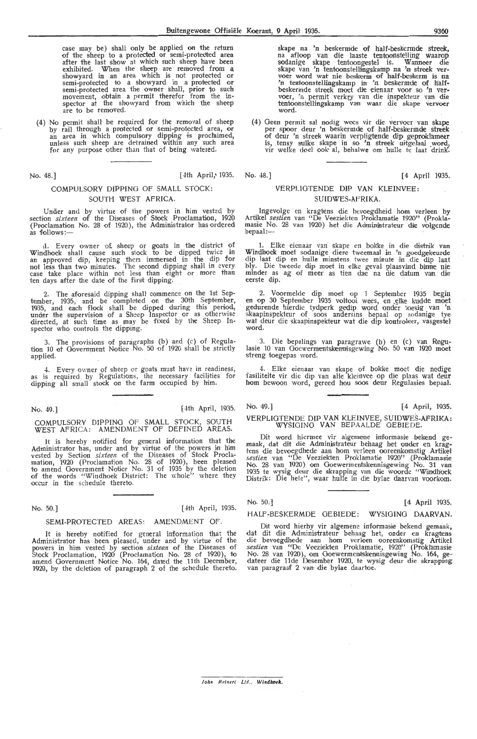case may be) shall only be applied on the return of the sheep to a protected or semi-protected area after the last show at which such sheep have been exhibited. When the sheep are removed from a showyard in an area which is not protected or semi-protected to a showyard in a protected or semi-protected area the owner shall, prior to such movement, obtain a permit therefor from the inspector at the showyard from which the sheep are to be removed.

(4) No permit shall be required for the removal of sheep by rail through a protected or semi-protected area, or an area in which compulsory dipping is proclaimed, unless such sheep are detrained within any such area for any purpose other than that of being watered.

No. 48.] [4th April, 1935.

## COMPULSORY DIPPING OF SMALL STOCK: SOUTH WEST AFRICA.

Under and by virtue of the powers in him vested by section *sixteen* of the Diseases of Stock Proclamation, 1920 (Proclamation No. 28 of 1920), the Administrator has ordered as follows:—

1. Every owner of sheep or goats in the district of Windhoek shall cause such stock to be dipped twice in an approved dip, keeping them immersed in the dip for not less than two minutes. The second dipping shall in every case take place within not less than eight or more than ten days after the date of the first dipping.

2. The aforesaid dipping shall commence on the 1st September, 1935, and be completed on the 30th September, 1935, and each flock shall be dipped during this period, under the supervision of a Sheep Inspector or as otherwise directed, at such time as may be fixed by the Sheep Inspector who controls the dipping.

3. The provisions of paragraphs (b) and (c) of Regulation 10 of Government Notice No. 50 of 1920 shall be strictly applied.

4. Every owner of sheep or goats must have in readiness, as is required by Regulations, the necessary facilities for dipping all small stock on the farm occupied by him.

No. 49.] [4th April, 1935.

## COMPULSORY DIPPING OF SMALL STOCK, SOUTH WEST AFRICA: AMENDMENT OF DEFINED AREAS.

It is hereby notified for general information that the Administrator has, under and by virtue of the powers in him vested by Section *sixteen* of the Diseases of Stock Proclamation, 1920 (Proclamation No. 28 of 1920), been pleased to amend Government Notice No. 31 of 1935 by the deletion of the words "Windhoek District: The whole" where they occur in the schedule thereto.

No. 50.] [4th April, 1935.

## SEMI-PROTECTED AREAS: AMENDMENT OF.

It is hereby notified for general information that the Administrator has been pleased, under and by virtue of the powers in him vested by section *sixteen* of the Diseases of Stock Proclamation, 1920 (Proclamation No. 28 of 1920), to amend Government Notice No. 164, dated the 11th December, 1920, by the deletion of paragraph 2 of the schedule thereto.

skape na 'n beskermde of half-beskermde streek, na afloop van die laaste tentoonstelling waarop sodanige skape tentoongestel is. Wanneer die skape van 'n tentoonstellingskamp na 'n streek vervoer word wat nie beskerm of half-beskerm is na 'n tentoonstellingskamp in 'n beskermde of halfbeskermde streek moet die eienaar voor so 'n vervoer, 'n permit verkry van die inspekteur van die tentoonstellingskamp van waar die skape vervoer word.

(4) Geen permit sal nodig wees vir die vervoer van skape per spoor deur 'n beskermde of half-beskermde streek of deur 'n streek waarin verpligtende dip geproklameer is, tensy sulke skape in so 'n streek uitgelaai word, vir welke doel ook al, behalwe om hulle te laat drink.

No. 48.] [4 April 1935.

## VERPLIGTENDE DIP VAN KLEINVEE: SUIDWES-AFRIKA.

Ingevolge en kragtens die bevoegdheid hom verleen by Artikel *sestien* van "De Veeziekten Proklamatie 1920" (Proklamasie No. 28 van 1920) het die Administrateur die volgende bepaal:—

1. Elke eienaar van skape en bokke in die distrik van Windhoek moet sodanige diere tweemaal in 'n goedgekeurde dip laat dip en hulle minstens twee minute in die dip laat bly. Die tweede dip moet in elke geval plaasvind binne nie minder as ag of meer as tien dae na die datum van die eerste dip.

2. Voormelde dip moet op 1 September 1935 begin en op 30 September 1935 voltooi wees, en elke kudde moet gedurende hierdie tydperk gedip word onder toesig van 'n skaapinspekteur of soos andersins bepaal op sodanige tye wat deur die skaapinspekteur wat die dip kontroleer, vasgestel word.

3. Die bepalings van paragrawe (b) en (c) van Regulasie 10 van Goewermentskennisgewing No. 50 van 1920 moet streng toegepas word.

4. Elke eienaar van skape of bokke moet die nodige fasiliteite vir die dip van alle kleinvee op die plaas wat deur hom bewoon word, gereed hou soos deur Regulasies bepaal.

No. 49.] [4 April, 1935.

## VERPLIGTENDE DIP VAN KLEINVEE, SUIDWES-AFRIKA: WYSIGING VAN BEPAALDE GEBIEDE.

Dit word hiermee vir algemene informasie bekend gemaak, dat dit die Administrateur behaag het onder en kragtens die bevoegdhede aan hom verleen ooreenkomstig Artikel *sestien* van "De Veeziekten Proklamatie 1920" (Proklamasie No. 28 van 1920) om Goewermentskennisgewing No. 31 van 1935 te wysig deur die skrapping van die woorde "Windhoek Distrik: Die hele", waar hulle in die bylae daarvan voorkom.

No. 50.] [4 April 1935.

## HALF-BESKERMDE GEBIEDE: WYSIGING DAARVAN.

Dit word hierby vir algemene informasie bekend gemaak, dat dit die Administrateur behaag het, onder en kragtens die bevoegdhede aan hom verleen ooreenkomstig Artikel *sestien* van "De Veeziekten Proklamatie, 1920" (Proklamasie No. 28 van 1920), om Goewermentskennisgewing No. 164, gedateer die 11de Desember 1920, te wysig deur die skrapping van paragraaf 2 van die bylae daartoe.

*John Meinert Ltd., Windhoek.*